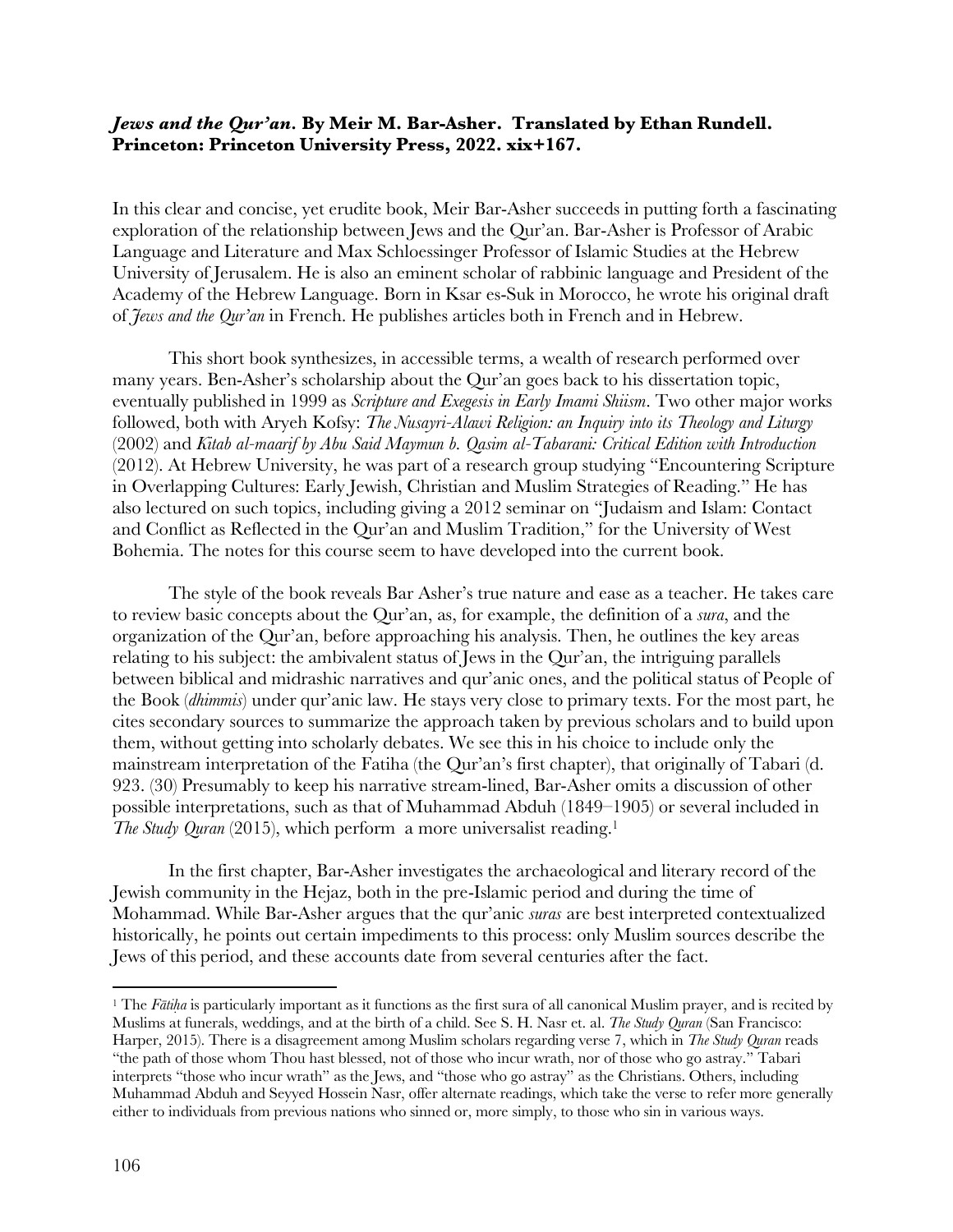***Jews and the Qur'an*. By Meir M. Bar-Asher. Translated by Ethan Rundell. Princeton: Princeton University Press, 2022. xix+167.**

In this clear and concise, yet erudite book, Meir Bar-Asher succeeds in putting forth a fascinating exploration of the relationship between Jews and the Qur'an. Bar-Asher is Professor of Arabic Language and Literature and Max Schloessinger Professor of Islamic Studies at the Hebrew University of Jerusalem. He is also an eminent scholar of rabbinic language and President of the Academy of the Hebrew Language. Born in Ksar es-Suk in Morocco, he wrote his original draft of *Jews and the Qur'an* in French. He publishes articles both in French and in Hebrew.

This short book synthesizes, in accessible terms, a wealth of research performed over many years. Ben-Asher's scholarship about the Qur'an goes back to his dissertation topic, eventually published in 1999 as *Scripture and Exegesis in Early Imami Shiism*. Two other major works followed, both with Aryeh Kofsy: *The Nusayri-Alawi Religion: an Inquiry into its Theology and Liturgy* (2002) and *Kitab al-maarif by Abu Said Maymun b. Qasim al-Tabarani: Critical Edition with Introduction* (2012). At Hebrew University, he was part of a research group studying "Encountering Scripture in Overlapping Cultures: Early Jewish, Christian and Muslim Strategies of Reading." He has also lectured on such topics, including giving a 2012 seminar on "Judaism and Islam: Contact and Conflict as Reflected in the Qur'an and Muslim Tradition," for the University of West Bohemia. The notes for this course seem to have developed into the current book.

The style of the book reveals Bar Asher's true nature and ease as a teacher. He takes care to review basic concepts about the Qur'an, as, for example, the definition of a *sura*, and the organization of the Qur'an, before approaching his analysis. Then, he outlines the key areas relating to his subject: the ambivalent status of Jews in the Qur'an, the intriguing parallels between biblical and midrashic narratives and qur'anic ones, and the political status of People of the Book (*dhimmis*) under qur'anic law. He stays very close to primary texts. For the most part, he cites secondary sources to summarize the approach taken by previous scholars and to build upon them, without getting into scholarly debates. We see this in his choice to include only the mainstream interpretation of the Fatiha (the Qur'an's first chapter), that originally of Tabari (d. 923. (30) Presumably to keep his narrative stream-lined, Bar-Asher omits a discussion of other possible interpretations, such as that of Muhammad Abduh (1849–1905) or several included in *The Study Quran* (2015), which perform a more universalist reading.[1]

In the first chapter, Bar-Asher investigates the archaeological and literary record of the Jewish community in the Hejaz, both in the pre-Islamic period and during the time of Mohammad. While Bar-Asher argues that the qur'anic *suras* are best interpreted contextualized historically, he points out certain impediments to this process: only Muslim sources describe the Jews of this period, and these accounts date from several centuries after the fact.

---

[1] The *Fātiḥa* is particularly important as it functions as the first sura of all canonical Muslim prayer, and is recited by Muslims at funerals, weddings, and at the birth of a child. See S. H. Nasr et. al. *The Study Quran* (San Francisco: Harper, 2015). There is a disagreement among Muslim scholars regarding verse 7, which in *The Study Quran* reads "the path of those whom Thou hast blessed, not of those who incur wrath, nor of those who go astray." Tabari interprets "those who incur wrath" as the Jews, and "those who go astray" as the Christians. Others, including Muhammad Abduh and Seyyed Hossein Nasr, offer alternate readings, which take the verse to refer more generally either to individuals from previous nations who sinned or, more simply, to those who sin in various ways.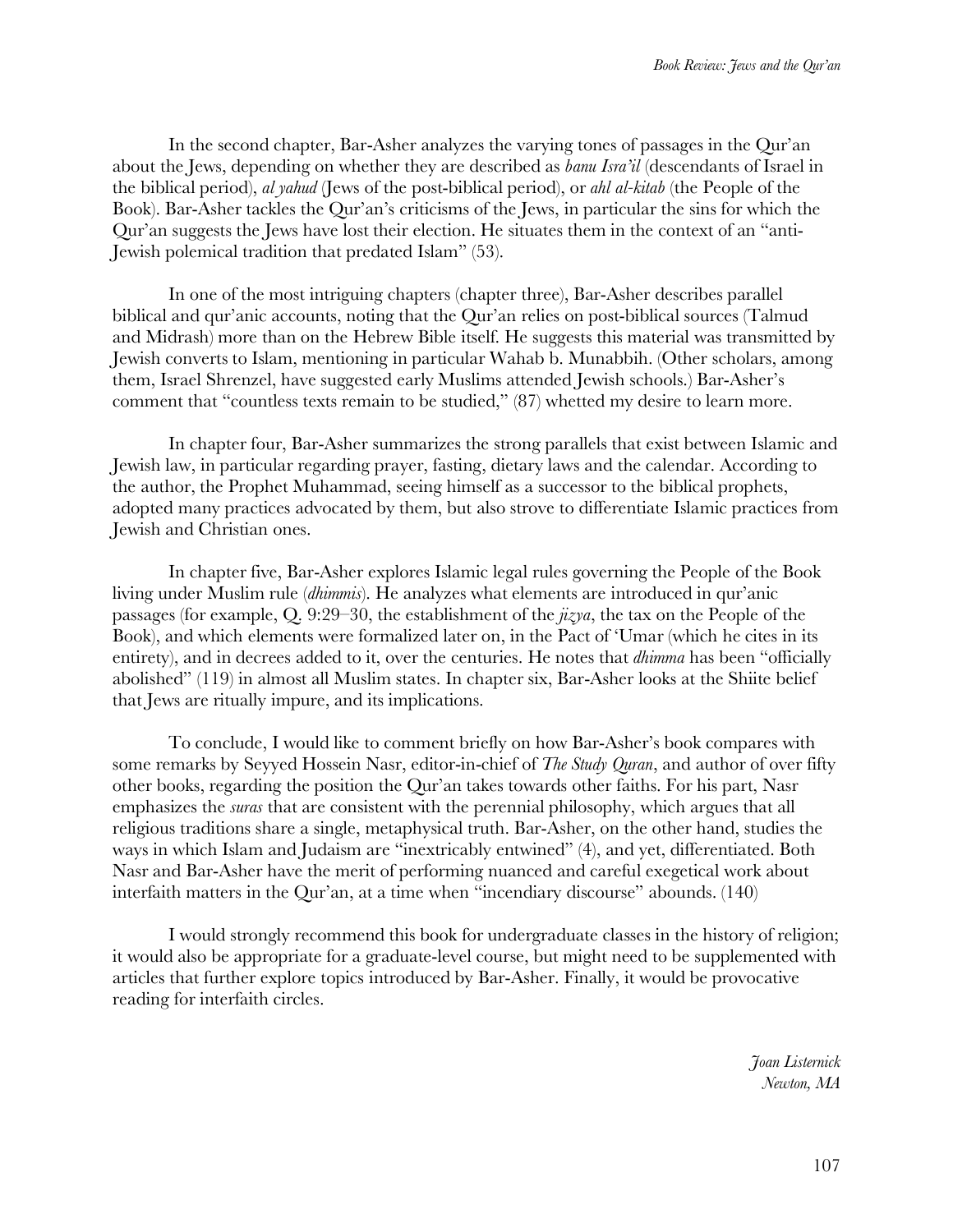In the second chapter, Bar-Asher analyzes the varying tones of passages in the Qur'an about the Jews, depending on whether they are described as *banu Isra'il* (descendants of Israel in the biblical period), *al yahud* (Jews of the post-biblical period), or *ahl al-kitab* (the People of the Book). Bar-Asher tackles the Qur'an's criticisms of the Jews, in particular the sins for which the Qur'an suggests the Jews have lost their election. He situates them in the context of an "anti-Jewish polemical tradition that predated Islam" (53).

In one of the most intriguing chapters (chapter three), Bar-Asher describes parallel biblical and qur'anic accounts, noting that the Qur'an relies on post-biblical sources (Talmud and Midrash) more than on the Hebrew Bible itself. He suggests this material was transmitted by Jewish converts to Islam, mentioning in particular Wahab b. Munabbih. (Other scholars, among them, Israel Shrenzel, have suggested early Muslims attended Jewish schools.) Bar-Asher's comment that "countless texts remain to be studied," (87) whetted my desire to learn more.

In chapter four, Bar-Asher summarizes the strong parallels that exist between Islamic and Jewish law, in particular regarding prayer, fasting, dietary laws and the calendar. According to the author, the Prophet Muhammad, seeing himself as a successor to the biblical prophets, adopted many practices advocated by them, but also strove to differentiate Islamic practices from Jewish and Christian ones.

In chapter five, Bar-Asher explores Islamic legal rules governing the People of the Book living under Muslim rule (*dhimmis*). He analyzes what elements are introduced in qur'anic passages (for example, Q. 9:29–30, the establishment of the *jizya*, the tax on the People of the Book), and which elements were formalized later on, in the Pact of 'Umar (which he cites in its entirety), and in decrees added to it, over the centuries. He notes that *dhimma* has been "officially abolished" (119) in almost all Muslim states. In chapter six, Bar-Asher looks at the Shiite belief that Jews are ritually impure, and its implications.

To conclude, I would like to comment briefly on how Bar-Asher's book compares with some remarks by Seyyed Hossein Nasr, editor-in-chief of *The Study Quran*, and author of over fifty other books, regarding the position the Qur'an takes towards other faiths. For his part, Nasr emphasizes the *suras* that are consistent with the perennial philosophy, which argues that all religious traditions share a single, metaphysical truth. Bar-Asher, on the other hand, studies the ways in which Islam and Judaism are "inextricably entwined" (4), and yet, differentiated. Both Nasr and Bar-Asher have the merit of performing nuanced and careful exegetical work about interfaith matters in the Qur'an, at a time when "incendiary discourse" abounds. (140)

I would strongly recommend this book for undergraduate classes in the history of religion; it would also be appropriate for a graduate-level course, but might need to be supplemented with articles that further explore topics introduced by Bar-Asher. Finally, it would be provocative reading for interfaith circles.

*Joan Listernick*
*Newton, MA*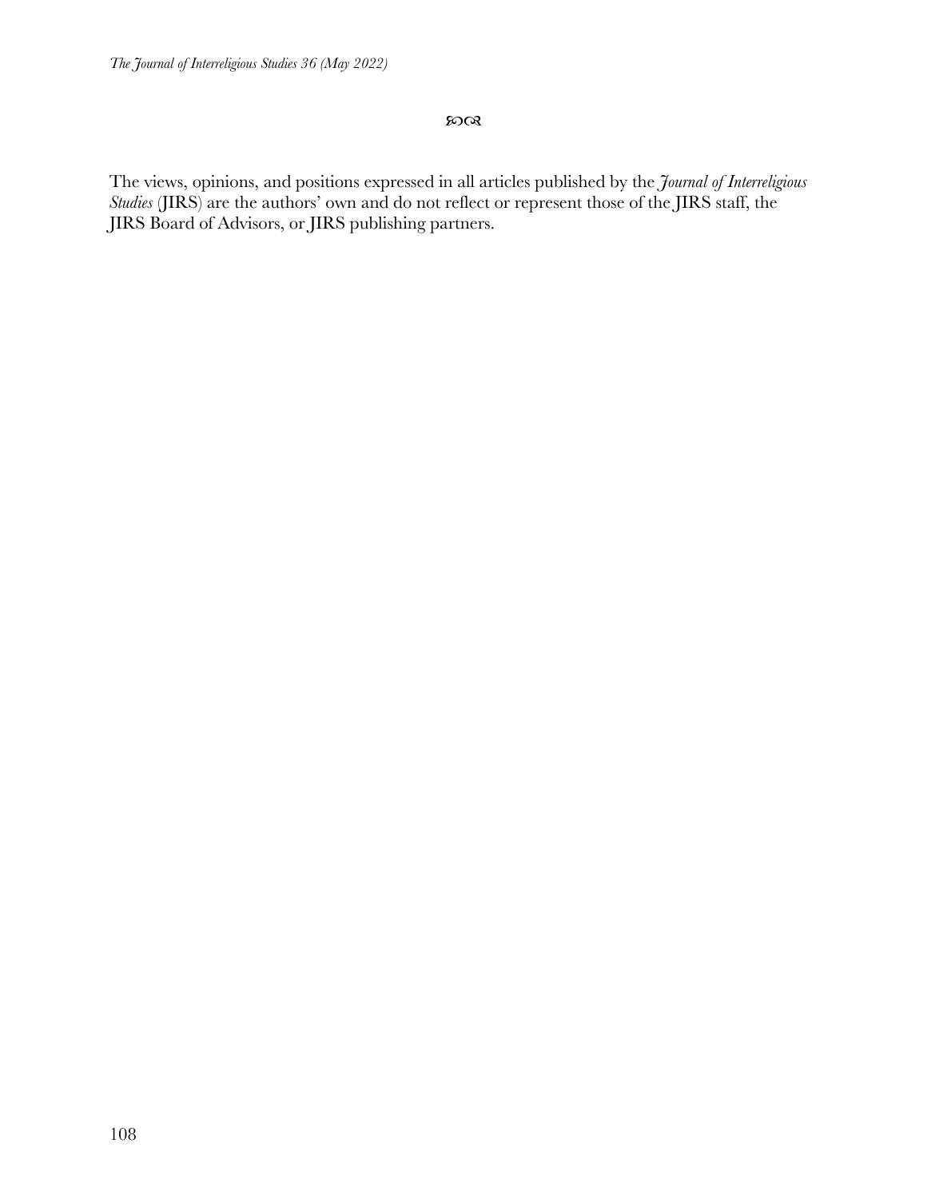ꟿ

The views, opinions, and positions expressed in all articles published by the *Journal of Interreligious Studies* (JIRS) are the authors' own and do not reflect or represent those of the JIRS staff, the JIRS Board of Advisors, or JIRS publishing partners.